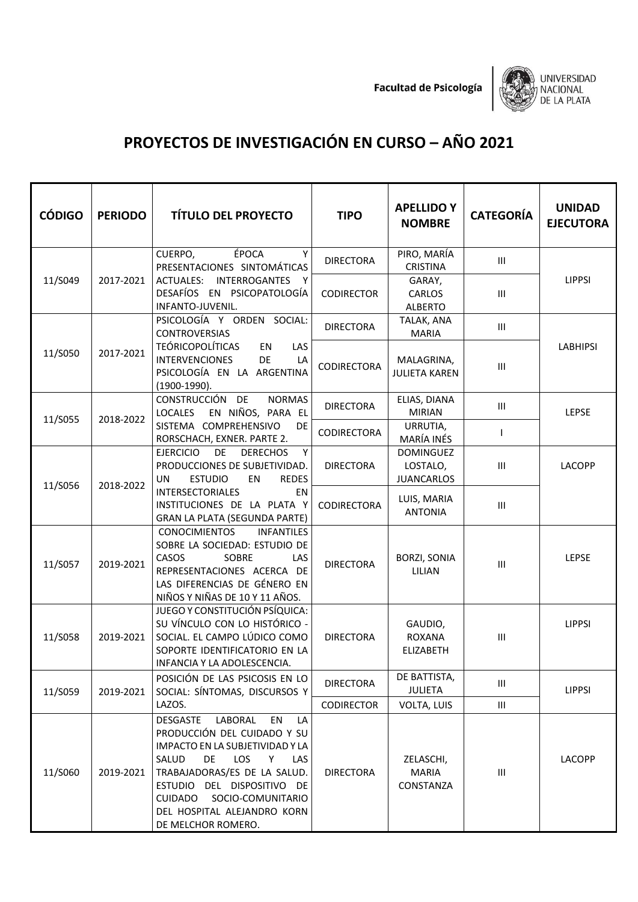Facultad de Psicología

UNIVERSIDAD NACIONAL DE LA PLATA

# PROYECTOS DE INVESTIGACIÓN EN CURSO – AÑO 2021

| CÓDIGO | PERIODO | TÍTULO DEL PROYECTO | TIPO | APELLIDO Y NOMBRE | CATEGORÍA | UNIDAD EJECUTORA |
|---|---|---|---|---|---|---|
| 11/S049 | 2017-2021 | CUERPO, ÉPOCA Y PRESENTACIONES SINTOMÁTICAS ACTUALES: INTERROGANTES Y DESAFÍOS EN PSICOPATOLOGÍA INFANTO-JUVENIL. | DIRECTORA | PIRO, MARÍA CRISTINA | III | LIPPSI |
| | | | CODIRECTOR | GARAY, CARLOS ALBERTO | III | |
| 11/S050 | 2017-2021 | PSICOLOGÍA Y ORDEN SOCIAL: CONTROVERSIAS TEÓRICOPOLÍTICAS EN LAS INTERVENCIONES DE LA PSICOLOGÍA EN LA ARGENTINA (1900-1990). | DIRECTORA | TALAK, ANA MARIA | III | LABHIPSI |
| | | | CODIRECTORA | MALAGRINA, JULIETA KAREN | III | |
| 11/S055 | 2018-2022 | CONSTRUCCIÓN DE NORMAS LOCALES EN NIÑOS, PARA EL SISTEMA COMPREHENSIVO DE RORSCHACH, EXNER. PARTE 2. | DIRECTORA | ELIAS, DIANA MIRIAN | III | LEPSE |
| | | | CODIRECTORA | URRUTIA, MARÍA INÉS | I | |
| 11/S056 | 2018-2022 | EJERCICIO DE DERECHOS Y PRODUCCIONES DE SUBJETIVIDAD. UN ESTUDIO EN REDES INTERSECTORIALES EN INSTITUCIONES DE LA PLATA Y GRAN LA PLATA (SEGUNDA PARTE) | DIRECTORA | DOMINGUEZ LOSTALO, JUANCARLOS | III | LACOPP |
| | | | CODIRECTORA | LUIS, MARIA ANTONIA | III | |
| 11/S057 | 2019-2021 | CONOCIMIENTOS INFANTILES SOBRE LA SOCIEDAD: ESTUDIO DE CASOS SOBRE LAS REPRESENTACIONES ACERCA DE LAS DIFERENCIAS DE GÉNERO EN NIÑOS Y NIÑAS DE 10 Y 11 AÑOS. | DIRECTORA | BORZI, SONIA LILIAN | III | LEPSE |
| 11/S058 | 2019-2021 | JUEGO Y CONSTITUCIÓN PSÍQUICA: SU VÍNCULO CON LO HISTÓRICO - SOCIAL. EL CAMPO LÚDICO COMO SOPORTE IDENTIFICATORIO EN LA INFANCIA Y LA ADOLESCENCIA. | DIRECTORA | GAUDIO, ROXANA ELIZABETH | III | LIPPSI |
| 11/S059 | 2019-2021 | POSICIÓN DE LAS PSICOSIS EN LO SOCIAL: SÍNTOMAS, DISCURSOS Y LAZOS. | DIRECTORA | DE BATTISTA, JULIETA | III | LIPPSI |
| | | | CODIRECTOR | VOLTA, LUIS | III | |
| 11/S060 | 2019-2021 | DESGASTE LABORAL EN LA PRODUCCIÓN DEL CUIDADO Y SU IMPACTO EN LA SUBJETIVIDAD Y LA SALUD DE LOS Y LAS TRABAJADORAS/ES DE LA SALUD. ESTUDIO DEL DISPOSITIVO DE CUIDADO SOCIO-COMUNITARIO DEL HOSPITAL ALEJANDRO KORN DE MELCHOR ROMERO. | DIRECTORA | ZELASCHI, MARIA CONSTANZA | III | LACOPP |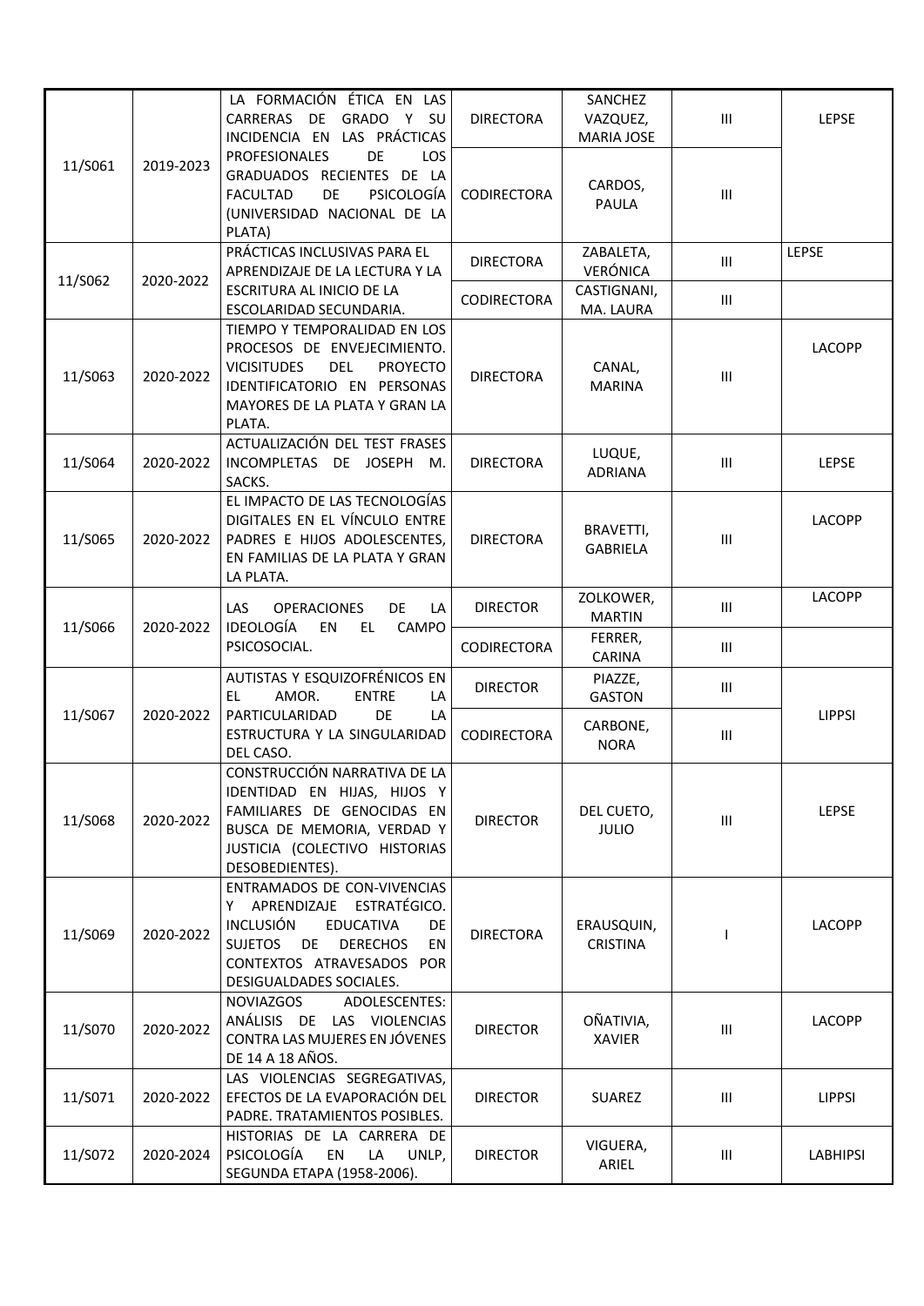| | | | | | | |
|---|---|---|---|---|---|---|
| 11/S061 | 2019-2023 | LA FORMACIÓN ÉTICA EN LAS CARRERAS DE GRADO Y SU INCIDENCIA EN LAS PRÁCTICAS PROFESIONALES DE LOS GRADUADOS RECIENTES DE LA FACULTAD DE PSICOLOGÍA (UNIVERSIDAD NACIONAL DE LA PLATA) | DIRECTORA | SANCHEZ VAZQUEZ, MARIA JOSE | III | LEPSE |
| | | | CODIRECTORA | CARDOS, PAULA | III | |
| 11/S062 | 2020-2022 | PRÁCTICAS INCLUSIVAS PARA EL APRENDIZAJE DE LA LECTURA Y LA ESCRITURA AL INICIO DE LA ESCOLARIDAD SECUNDARIA. | DIRECTORA | ZABALETA, VERÓNICA | III | LEPSE |
| | | | CODIRECTORA | CASTIGNANI, MA. LAURA | III | |
| 11/S063 | 2020-2022 | TIEMPO Y TEMPORALIDAD EN LOS PROCESOS DE ENVEJECIMIENTO. VICISITUDES DEL PROYECTO IDENTIFICATORIO EN PERSONAS MAYORES DE LA PLATA Y GRAN LA PLATA. | DIRECTORA | CANAL, MARINA | III | LACOPP |
| 11/S064 | 2020-2022 | ACTUALIZACIÓN DEL TEST FRASES INCOMPLETAS DE JOSEPH M. SACKS. | DIRECTORA | LUQUE, ADRIANA | III | LEPSE |
| 11/S065 | 2020-2022 | EL IMPACTO DE LAS TECNOLOGÍAS DIGITALES EN EL VÍNCULO ENTRE PADRES E HIJOS ADOLESCENTES, EN FAMILIAS DE LA PLATA Y GRAN LA PLATA. | DIRECTORA | BRAVETTI, GABRIELA | III | LACOPP |
| 11/S066 | 2020-2022 | LAS OPERACIONES DE LA IDEOLOGÍA EN EL CAMPO PSICOSOCIAL. | DIRECTOR | ZOLKOWER, MARTIN | III | LACOPP |
| | | | CODIRECTORA | FERRER, CARINA | III | |
| 11/S067 | 2020-2022 | AUTISTAS Y ESQUIZOFRÉNICOS EN EL AMOR. ENTRE LA PARTICULARIDAD DE LA ESTRUCTURA Y LA SINGULARIDAD DEL CASO. | DIRECTOR | PIAZZE, GASTON | III | LIPPSI |
| | | | CODIRECTORA | CARBONE, NORA | III | |
| 11/S068 | 2020-2022 | CONSTRUCCIÓN NARRATIVA DE LA IDENTIDAD EN HIJAS, HIJOS Y FAMILIARES DE GENOCIDAS EN BUSCA DE MEMORIA, VERDAD Y JUSTICIA (COLECTIVO HISTORIAS DESOBEDIENTES). | DIRECTOR | DEL CUETO, JULIO | III | LEPSE |
| 11/S069 | 2020-2022 | ENTRAMADOS DE CON-VIVENCIAS Y APRENDIZAJE ESTRATÉGICO. INCLUSIÓN EDUCATIVA DE SUJETOS DE DERECHOS EN CONTEXTOS ATRAVESADOS POR DESIGUALDADES SOCIALES. | DIRECTORA | ERAUSQUIN, CRISTINA | I | LACOPP |
| 11/S070 | 2020-2022 | NOVIAZGOS ADOLESCENTES: ANÁLISIS DE LAS VIOLENCIAS CONTRA LAS MUJERES EN JÓVENES DE 14 A 18 AÑOS. | DIRECTOR | OÑATIVIA, XAVIER | III | LACOPP |
| 11/S071 | 2020-2022 | LAS VIOLENCIAS SEGREGATIVAS, EFECTOS DE LA EVAPORACIÓN DEL PADRE. TRATAMIENTOS POSIBLES. | DIRECTOR | SUAREZ | III | LIPPSI |
| 11/S072 | 2020-2024 | HISTORIAS DE LA CARRERA DE PSICOLOGÍA EN LA UNLP, SEGUNDA ETAPA (1958-2006). | DIRECTOR | VIGUERA, ARIEL | III | LABHIPSI |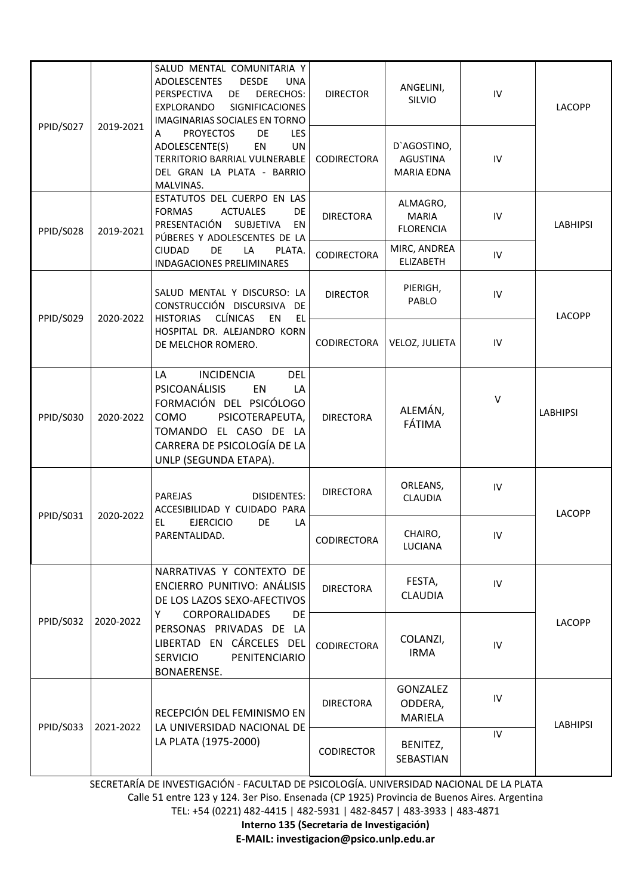| | | | | | | |
|---|---|---|---|---|---|---|
| PPID/S027 | 2019-2021 | SALUD MENTAL COMUNITARIA Y ADOLESCENTES DESDE UNA PERSPECTIVA DE DERECHOS: EXPLORANDO SIGNIFICACIONES IMAGINARIAS SOCIALES EN TORNO A PROYECTOS DE LES ADOLESCENTE(S) EN UN TERRITORIO BARRIAL VULNERABLE DEL GRAN LA PLATA - BARRIO MALVINAS. | DIRECTOR | ANGELINI, SILVIO | IV | LACOPP |
| | | | CODIRECTORA | D`AGOSTINO, AGUSTINA MARIA EDNA | IV | |
| PPID/S028 | 2019-2021 | ESTATUTOS DEL CUERPO EN LAS FORMAS ACTUALES DE PRESENTACIÓN SUBJETIVA EN PÚBERES Y ADOLESCENTES DE LA CIUDAD DE LA PLATA. INDAGACIONES PRELIMINARES | DIRECTORA | ALMAGRO, MARIA FLORENCIA | IV | LABHIPSI |
| | | | CODIRECTORA | MIRC, ANDREA ELIZABETH | IV | |
| PPID/S029 | 2020-2022 | SALUD MENTAL Y DISCURSO: LA CONSTRUCCIÓN DISCURSIVA DE HISTORIAS CLÍNICAS EN EL HOSPITAL DR. ALEJANDRO KORN DE MELCHOR ROMERO. | DIRECTOR | PIERIGH, PABLO | IV | LACOPP |
| | | | CODIRECTORA | VELOZ, JULIETA | IV | |
| PPID/S030 | 2020-2022 | LA INCIDENCIA DEL PSICOANÁLISIS EN LA FORMACIÓN DEL PSICÓLOGO COMO PSICOTERAPEUTA, TOMANDO EL CASO DE LA CARRERA DE PSICOLOGÍA DE LA UNLP (SEGUNDA ETAPA). | DIRECTORA | ALEMÁN, FÁTIMA | V | LABHIPSI |
| PPID/S031 | 2020-2022 | PAREJAS DISIDENTES: ACCESIBILIDAD Y CUIDADO PARA EL EJERCICIO DE LA PARENTALIDAD. | DIRECTORA | ORLEANS, CLAUDIA | IV | LACOPP |
| | | | CODIRECTORA | CHAIRO, LUCIANA | IV | |
| PPID/S032 | 2020-2022 | NARRATIVAS Y CONTEXTO DE ENCIERRO PUNITIVO: ANÁLISIS DE LOS LAZOS SEXO-AFECTIVOS Y CORPORALIDADES DE PERSONAS PRIVADAS DE LA LIBERTAD EN CÁRCELES DEL SERVICIO PENITENCIARIO BONAERENSE. | DIRECTORA | FESTA, CLAUDIA | IV | LACOPP |
| | | | CODIRECTORA | COLANZI, IRMA | IV | |
| PPID/S033 | 2021-2022 | RECEPCIÓN DEL FEMINISMO EN LA UNIVERSIDAD NACIONAL DE LA PLATA (1975-2000) | DIRECTORA | GONZALEZ ODDERA, MARIELA | IV | LABHIPSI |
| | | | CODIRECTOR | BENITEZ, SEBASTIAN | IV | |

SECRETARÍA DE INVESTIGACIÓN - FACULTAD DE PSICOLOGÍA. UNIVERSIDAD NACIONAL DE LA PLATA
Calle 51 entre 123 y 124. 3er Piso. Ensenada (CP 1925) Provincia de Buenos Aires. Argentina
TEL: +54 (0221) 482-4415 | 482-5931 | 482-8457 | 483-3933 | 483-4871
**Interno 135 (Secretaria de Investigación)**
**E-MAIL: investigacion@psico.unlp.edu.ar**